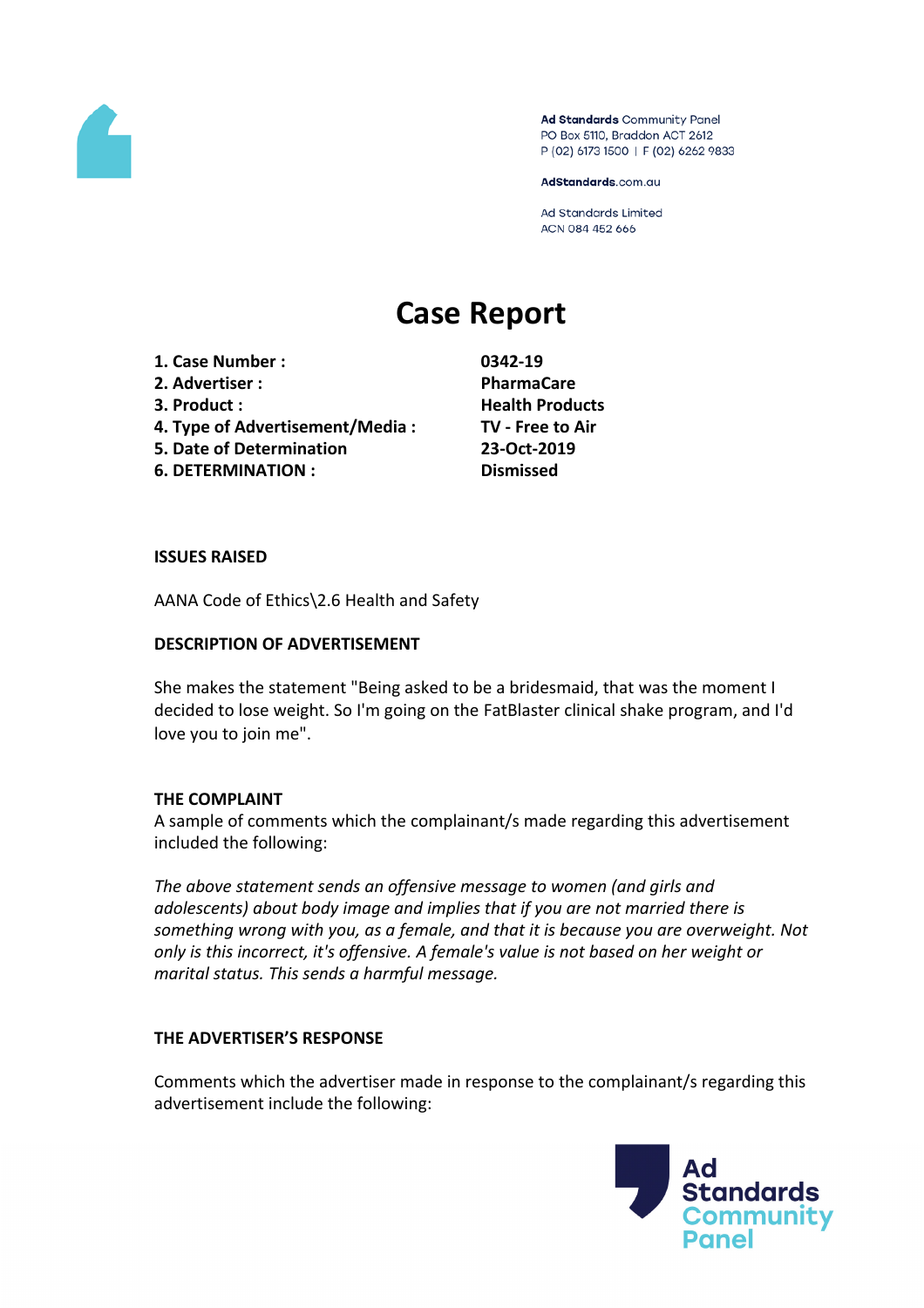Ad Standards Community Panel
PO Box 5110, Braddon ACT 2612
P (02) 6173 1500 | F (02) 6262 9833

AdStandards.com.au

Ad Standards Limited
ACN 084 452 666

# Case Report

| | |
|---|---|
| **1. Case Number :** | **0342-19** |
| **2. Advertiser :** | **PharmaCare** |
| **3. Product :** | **Health Products** |
| **4. Type of Advertisement/Media :** | **TV - Free to Air** |
| **5. Date of Determination** | **23-Oct-2019** |
| **6. DETERMINATION :** | **Dismissed** |

**ISSUES RAISED**

AANA Code of Ethics\2.6 Health and Safety

**DESCRIPTION OF ADVERTISEMENT**

She makes the statement "Being asked to be a bridesmaid, that was the moment I decided to lose weight. So I'm going on the FatBlaster clinical shake program, and I'd love you to join me".

**THE COMPLAINT**

A sample of comments which the complainant/s made regarding this advertisement included the following:

*The above statement sends an offensive message to women (and girls and adolescents) about body image and implies that if you are not married there is something wrong with you, as a female, and that it is because you are overweight. Not only is this incorrect, it's offensive. A female's value is not based on her weight or marital status. This sends a harmful message.*

**THE ADVERTISER'S RESPONSE**

Comments which the advertiser made in response to the complainant/s regarding this advertisement include the following: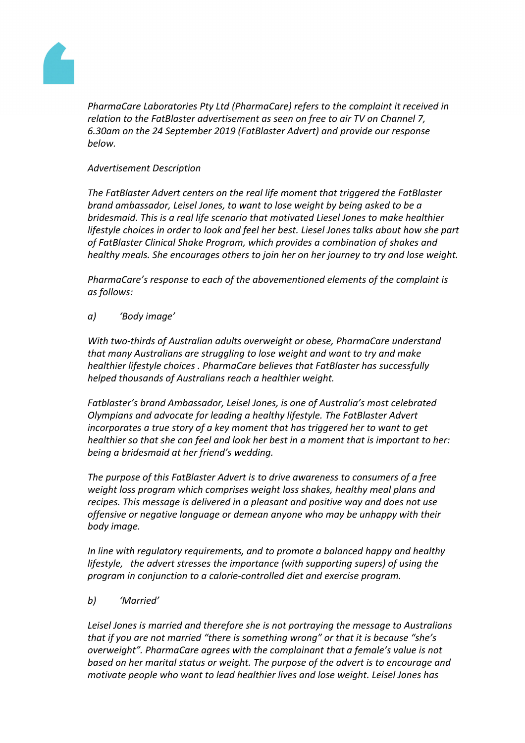*PharmaCare Laboratories Pty Ltd (PharmaCare) refers to the complaint it received in relation to the FatBlaster advertisement as seen on free to air TV on Channel 7, 6.30am on the 24 September 2019 (FatBlaster Advert) and provide our response below.*

*Advertisement Description*

*The FatBlaster Advert centers on the real life moment that triggered the FatBlaster brand ambassador, Leisel Jones, to want to lose weight by being asked to be a bridesmaid. This is a real life scenario that motivated Liesel Jones to make healthier lifestyle choices in order to look and feel her best. Liesel Jones talks about how she part of FatBlaster Clinical Shake Program, which provides a combination of shakes and healthy meals. She encourages others to join her on her journey to try and lose weight.*

*PharmaCare's response to each of the abovementioned elements of the complaint is as follows:*

*a) 'Body image'*

*With two-thirds of Australian adults overweight or obese, PharmaCare understand that many Australians are struggling to lose weight and want to try and make healthier lifestyle choices . PharmaCare believes that FatBlaster has successfully helped thousands of Australians reach a healthier weight.*

*Fatblaster's brand Ambassador, Leisel Jones, is one of Australia's most celebrated Olympians and advocate for leading a healthy lifestyle. The FatBlaster Advert incorporates a true story of a key moment that has triggered her to want to get healthier so that she can feel and look her best in a moment that is important to her: being a bridesmaid at her friend's wedding.*

*The purpose of this FatBlaster Advert is to drive awareness to consumers of a free weight loss program which comprises weight loss shakes, healthy meal plans and recipes. This message is delivered in a pleasant and positive way and does not use offensive or negative language or demean anyone who may be unhappy with their body image.*

*In line with regulatory requirements, and to promote a balanced happy and healthy lifestyle, the advert stresses the importance (with supporting supers) of using the program in conjunction to a calorie-controlled diet and exercise program.*

*b) 'Married'*

*Leisel Jones is married and therefore she is not portraying the message to Australians that if you are not married "there is something wrong" or that it is because "she's overweight". PharmaCare agrees with the complainant that a female's value is not based on her marital status or weight. The purpose of the advert is to encourage and motivate people who want to lead healthier lives and lose weight. Leisel Jones has*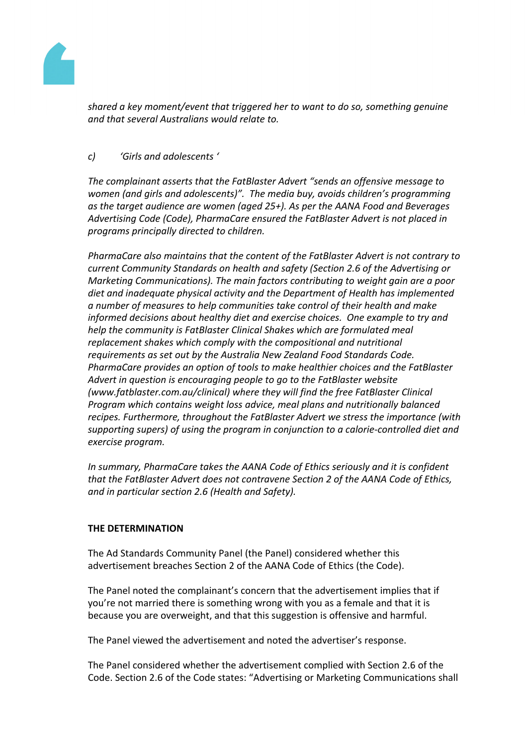*shared a key moment/event that triggered her to want to do so, something genuine and that several Australians would relate to.*

*c) 'Girls and adolescents '*

*The complainant asserts that the FatBlaster Advert "sends an offensive message to women (and girls and adolescents)". The media buy, avoids children's programming as the target audience are women (aged 25+). As per the AANA Food and Beverages Advertising Code (Code), PharmaCare ensured the FatBlaster Advert is not placed in programs principally directed to children.*

*PharmaCare also maintains that the content of the FatBlaster Advert is not contrary to current Community Standards on health and safety (Section 2.6 of the Advertising or Marketing Communications). The main factors contributing to weight gain are a poor diet and inadequate physical activity and the Department of Health has implemented a number of measures to help communities take control of their health and make informed decisions about healthy diet and exercise choices. One example to try and help the community is FatBlaster Clinical Shakes which are formulated meal replacement shakes which comply with the compositional and nutritional requirements as set out by the Australia New Zealand Food Standards Code. PharmaCare provides an option of tools to make healthier choices and the FatBlaster Advert in question is encouraging people to go to the FatBlaster website (www.fatblaster.com.au/clinical) where they will find the free FatBlaster Clinical Program which contains weight loss advice, meal plans and nutritionally balanced recipes. Furthermore, throughout the FatBlaster Advert we stress the importance (with supporting supers) of using the program in conjunction to a calorie-controlled diet and exercise program.*

*In summary, PharmaCare takes the AANA Code of Ethics seriously and it is confident that the FatBlaster Advert does not contravene Section 2 of the AANA Code of Ethics, and in particular section 2.6 (Health and Safety).*

**THE DETERMINATION**

The Ad Standards Community Panel (the Panel) considered whether this advertisement breaches Section 2 of the AANA Code of Ethics (the Code).

The Panel noted the complainant's concern that the advertisement implies that if you're not married there is something wrong with you as a female and that it is because you are overweight, and that this suggestion is offensive and harmful.

The Panel viewed the advertisement and noted the advertiser's response.

The Panel considered whether the advertisement complied with Section 2.6 of the Code. Section 2.6 of the Code states: "Advertising or Marketing Communications shall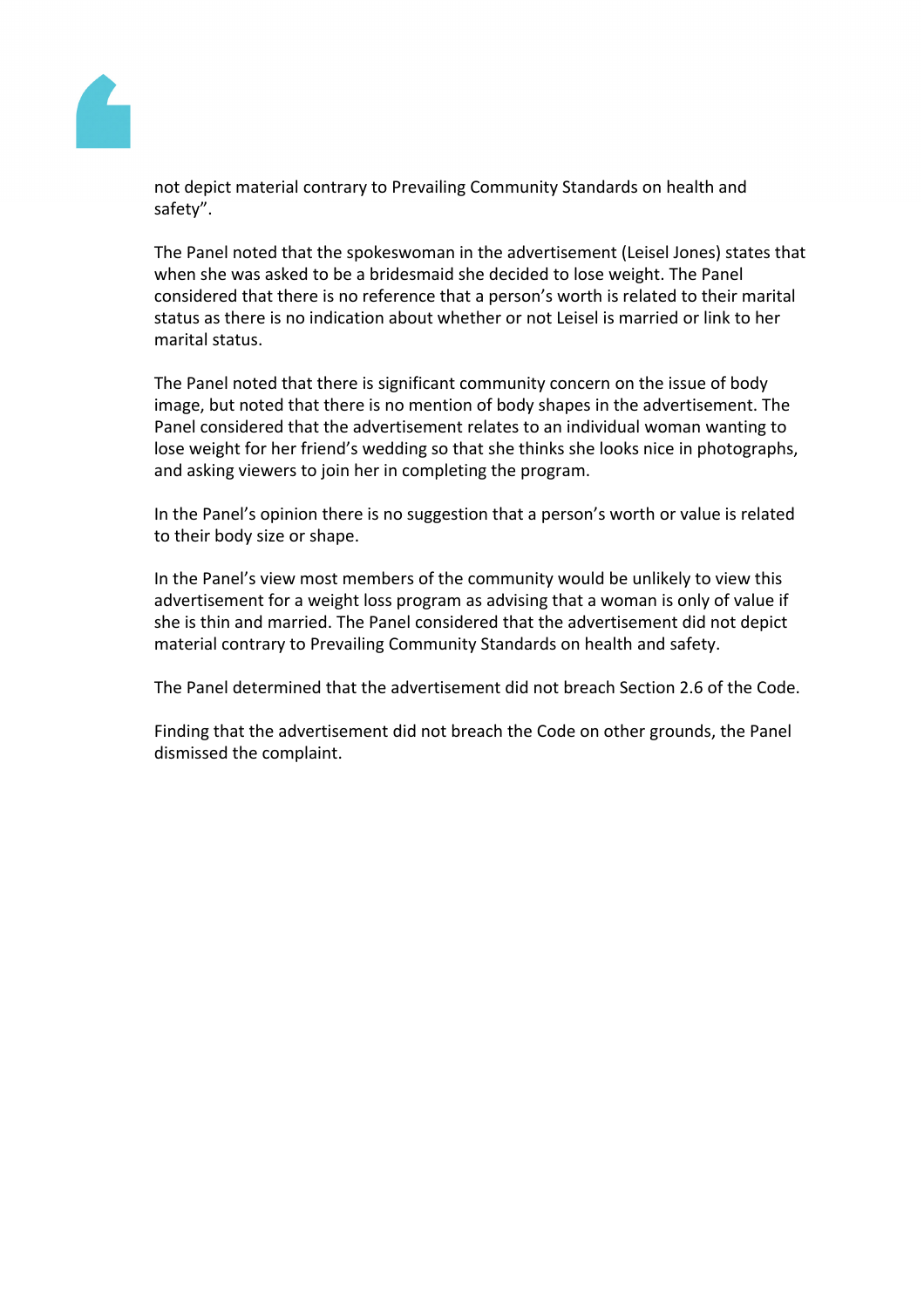not depict material contrary to Prevailing Community Standards on health and safety".

The Panel noted that the spokeswoman in the advertisement (Leisel Jones) states that when she was asked to be a bridesmaid she decided to lose weight. The Panel considered that there is no reference that a person's worth is related to their marital status as there is no indication about whether or not Leisel is married or link to her marital status.

The Panel noted that there is significant community concern on the issue of body image, but noted that there is no mention of body shapes in the advertisement. The Panel considered that the advertisement relates to an individual woman wanting to lose weight for her friend's wedding so that she thinks she looks nice in photographs, and asking viewers to join her in completing the program.

In the Panel's opinion there is no suggestion that a person's worth or value is related to their body size or shape.

In the Panel's view most members of the community would be unlikely to view this advertisement for a weight loss program as advising that a woman is only of value if she is thin and married. The Panel considered that the advertisement did not depict material contrary to Prevailing Community Standards on health and safety.

The Panel determined that the advertisement did not breach Section 2.6 of the Code.

Finding that the advertisement did not breach the Code on other grounds, the Panel dismissed the complaint.